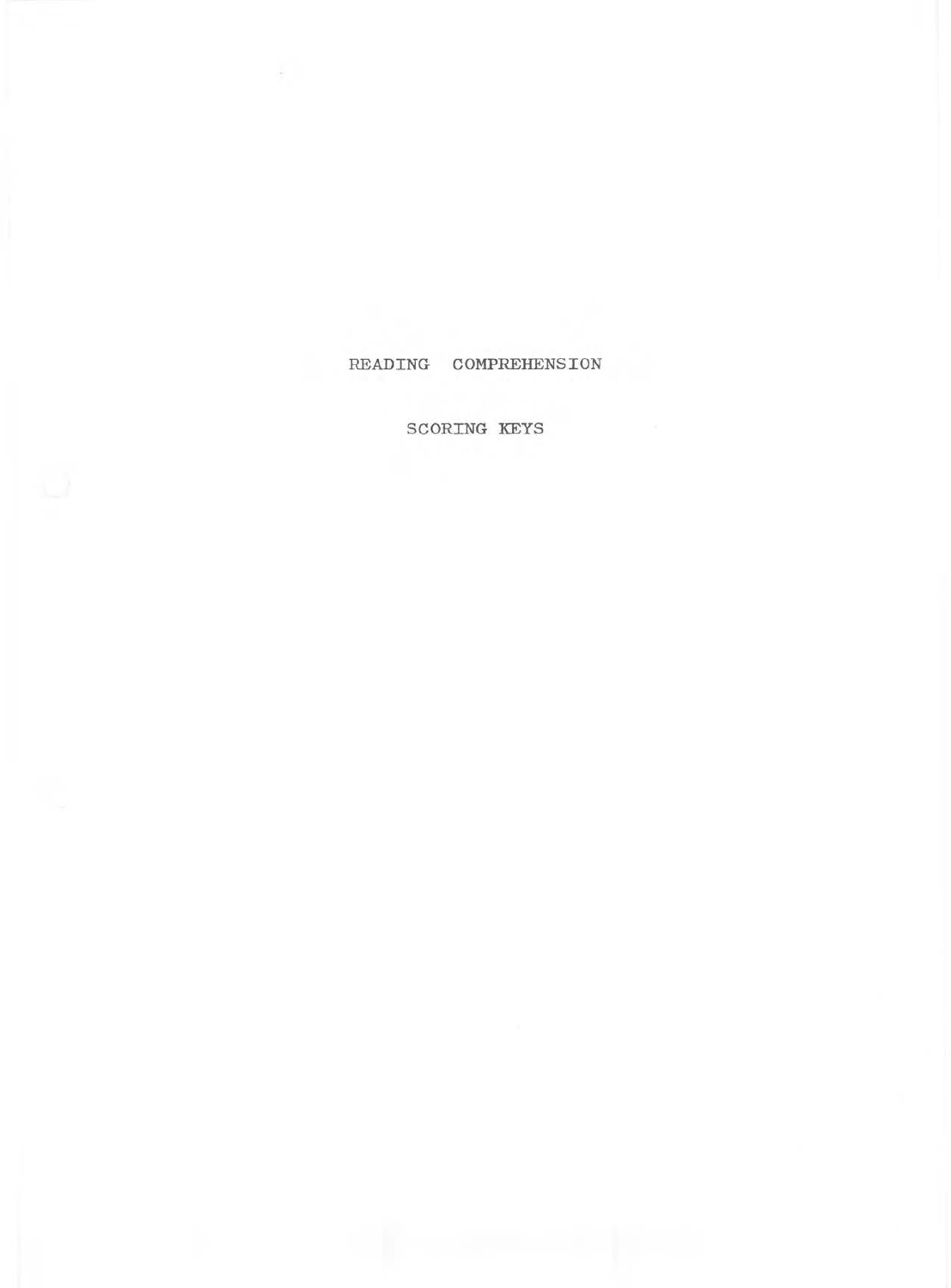# READING COMPREHENSION

## SCORING KEYS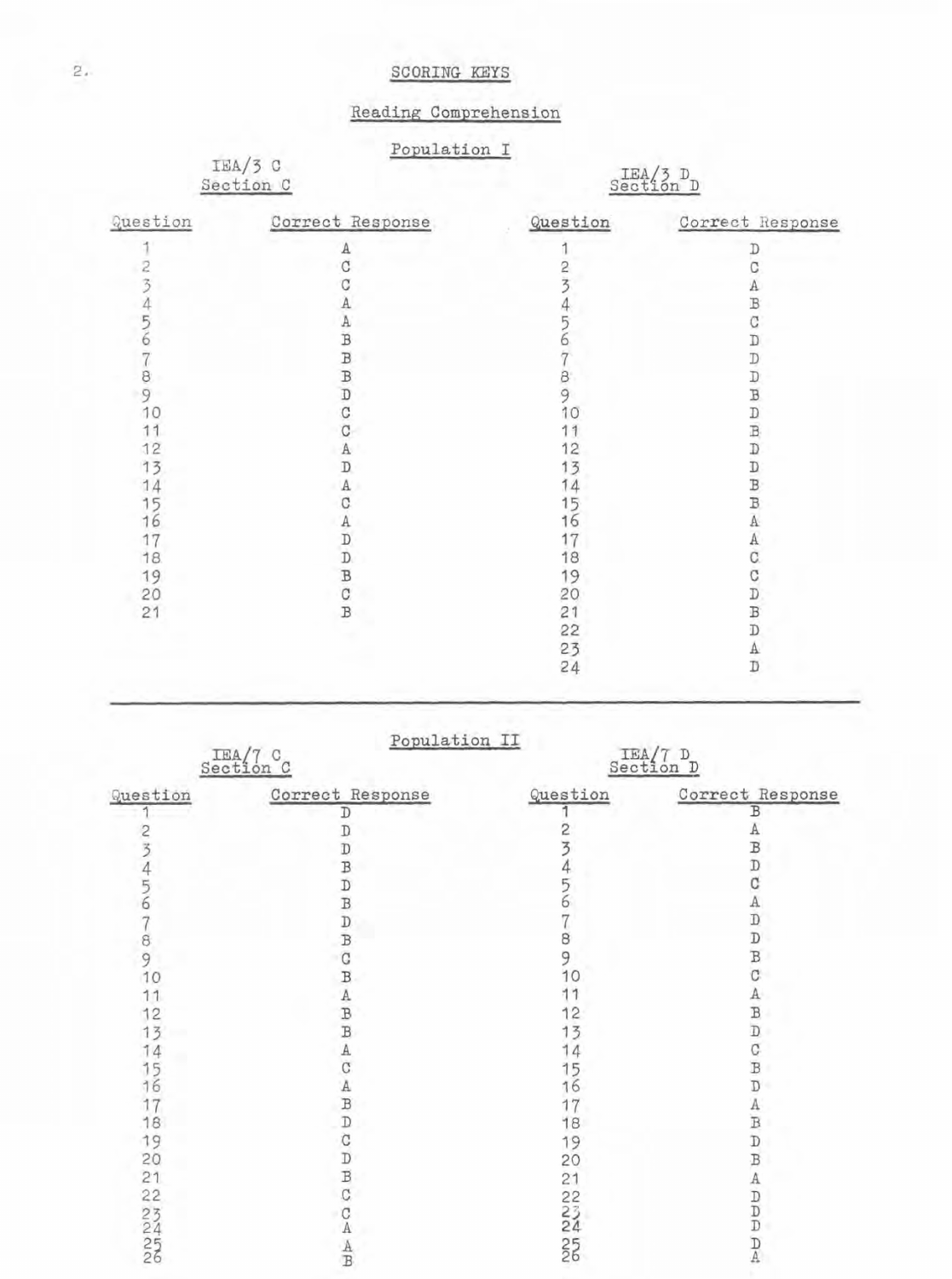# SCORING KEYS

## Reading Comprehension

### Population I

**IEA/3 C Section C**

| Question | Correct Response |
|---|---|
| 1 | A |
| 2 | C |
| 3 | C |
| 4 | A |
| 5 | A |
| 6 | B |
| 7 | B |
| 8 | B |
| 9 | D |
| 10 | C |
| 11 | C |
| 12 | A |
| 13 | D |
| 14 | A |
| 15 | C |
| 16 | A |
| 17 | D |
| 18 | D |
| 19 | B |
| 20 | C |
| 21 | B |

**IEA/3 D Section D**

| Question | Correct Response |
|---|---|
| 1 | D |
| 2 | C |
| 3 | A |
| 4 | B |
| 5 | C |
| 6 | D |
| 7 | D |
| 8 | D |
| 9 | B |
| 10 | D |
| 11 | B |
| 12 | D |
| 13 | D |
| 14 | B |
| 15 | B |
| 16 | A |
| 17 | A |
| 18 | C |
| 19 | C |
| 20 | D |
| 21 | B |
| 22 | D |
| 23 | A |
| 24 | D |

### Population II

**IEA/7 C Section C**

| Question | Correct Response |
|---|---|
| 1 | D |
| 2 | D |
| 3 | D |
| 4 | B |
| 5 | D |
| 6 | B |
| 7 | D |
| 8 | B |
| 9 | C |
| 10 | B |
| 11 | A |
| 12 | B |
| 13 | B |
| 14 | A |
| 15 | C |
| 16 | A |
| 17 | B |
| 18 | D |
| 19 | C |
| 20 | D |
| 21 | B |
| 22 | C |
| 23 | C |
| 24 | A |
| 25 | A |
| 26 | B |

**IEA/7 D Section D**

| Question | Correct Response |
|---|---|
| 1 | B |
| 2 | A |
| 3 | B |
| 4 | D |
| 5 | C |
| 6 | A |
| 7 | D |
| 8 | D |
| 9 | B |
| 10 | C |
| 11 | A |
| 12 | B |
| 13 | D |
| 14 | C |
| 15 | B |
| 16 | D |
| 17 | A |
| 18 | B |
| 19 | D |
| 20 | B |
| 21 | A |
| 22 | D |
| 23 | D |
| 24 | D |
| 25 | D |
| 26 | A |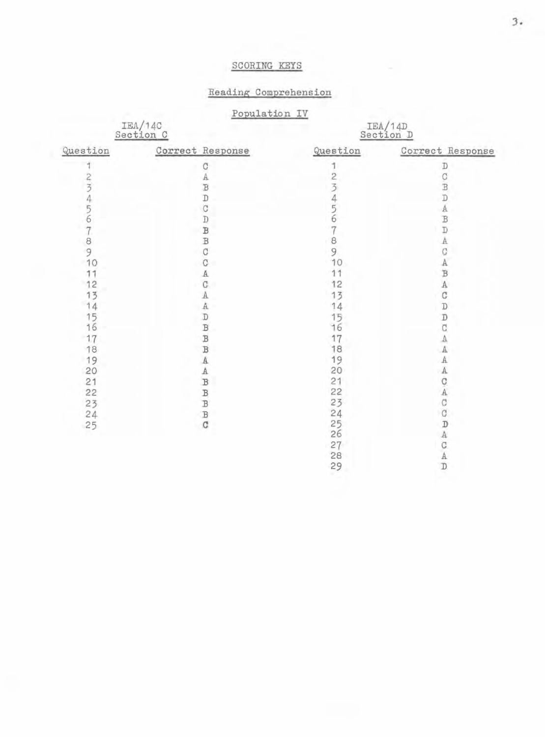# SCORING KEYS

## Reading Comprehension

### Population IV

**IEA/14C Section C**

| Question | Correct Response |
|---|---|
| 1 | C |
| 2 | A |
| 3 | B |
| 4 | D |
| 5 | C |
| 6 | D |
| 7 | B |
| 8 | B |
| 9 | C |
| 10 | C |
| 11 | A |
| 12 | C |
| 13 | A |
| 14 | A |
| 15 | D |
| 16 | B |
| 17 | B |
| 18 | B |
| 19 | A |
| 20 | A |
| 21 | B |
| 22 | B |
| 23 | B |
| 24 | B |
| 25 | C |

**IEA/14D Section D**

| Question | Correct Response |
|---|---|
| 1 | D |
| 2 | C |
| 3 | B |
| 4 | D |
| 5 | A |
| 6 | B |
| 7 | D |
| 8 | A |
| 9 | C |
| 10 | A |
| 11 | B |
| 12 | A |
| 13 | C |
| 14 | D |
| 15 | D |
| 16 | C |
| 17 | A |
| 18 | A |
| 19 | A |
| 20 | A |
| 21 | C |
| 22 | A |
| 23 | C |
| 24 | C |
| 25 | D |
| 26 | A |
| 27 | C |
| 28 | A |
| 29 | D |